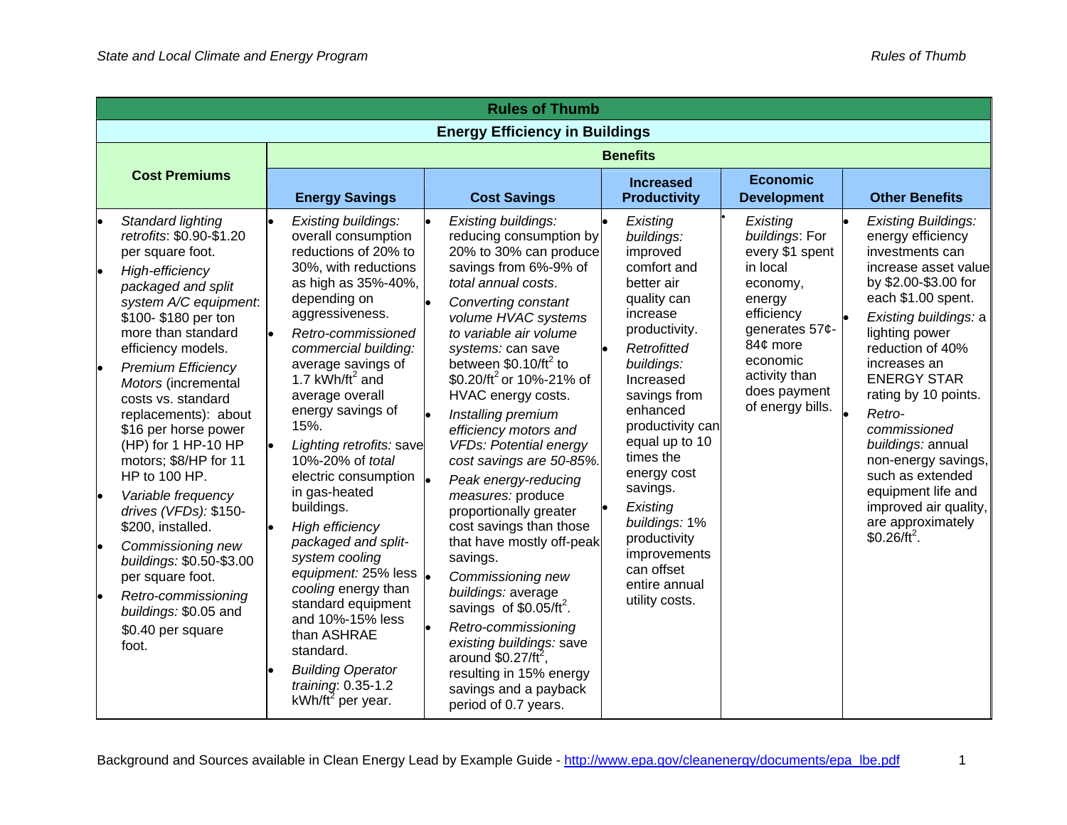# Rules of Thumb

## Energy Efficiency in Buildings

| Cost Premiums | Benefits | | | | |
|---|---|---|---|---|---|
| | **Energy Savings** | **Cost Savings** | **Increased Productivity** | **Economic Development** | **Other Benefits** |
| • *Standard lighting retrofits*: \$0.90-\$1.20 per square foot.<br>• *High-efficiency packaged and split system A/C equipment*: \$100- \$180 per ton more than standard efficiency models.<br>• *Premium Efficiency Motors* (incremental costs vs. standard replacements): about \$16 per horse power (HP) for 1 HP-10 HP motors; \$8/HP for 11 HP to 100 HP.<br>• *Variable frequency drives (VFDs):* \$150-\$200, installed.<br>• *Commissioning new buildings:* \$0.50-\$3.00 per square foot.<br>• *Retro-commissioning buildings:* \$0.05 and \$0.40 per square foot. | • *Existing buildings:* overall consumption reductions of 20% to 30%, with reductions as high as 35%-40%, depending on aggressiveness.<br>• *Retro-commissioned commercial building:* average savings of 1.7 kWh/ft$^2$ and average overall energy savings of 15%.<br>• *Lighting retrofits:* save 10%-20% of *total* electric consumption in gas-heated buildings.<br>• *High efficiency packaged and split-system cooling equipment:* 25% less *cooling* energy than standard equipment and 10%-15% less than ASHRAE standard.<br>• *Building Operator training*: 0.35-1.2 kWh/ft$^2$ per year. | • *Existing buildings:* reducing consumption by 20% to 30% can produce savings from 6%-9% of *total annual costs*.<br>• *Converting constant volume HVAC systems to variable air volume systems:* can save between \$0.10/ft$^2$ to \$0.20/ft$^2$ or 10%-21% of HVAC energy costs.<br>• *Installing premium efficiency motors and VFDs: Potential energy cost savings are 50-85%.*<br>• *Peak energy-reducing measures:* produce proportionally greater cost savings than those that have mostly off-peak savings.<br>• *Commissioning new buildings:* average savings of \$0.05/ft$^2$.<br>• *Retro-commissioning existing buildings:* save around \$0.27/ft$^2$, resulting in 15% energy savings and a payback period of 0.7 years. | • *Existing buildings:* improved comfort and better air quality can increase productivity.<br>• *Retrofitted buildings:* Increased savings from enhanced productivity can equal up to 10 times the energy cost savings.<br>• *Existing buildings:* 1% productivity improvements can offset entire annual utility costs. | • *Existing buildings*: For every \$1 spent in local economy, energy efficiency generates 57¢-84¢ more economic activity than does payment of energy bills. | • *Existing Buildings:* energy efficiency investments can increase asset value by \$2.00-\$3.00 for each \$1.00 spent.<br>• *Existing buildings:* a lighting power reduction of 40% increases an ENERGY STAR rating by 10 points.<br>• *Retro-commissioned buildings:* annual non-energy savings, such as extended equipment life and improved air quality, are approximately \$0.26/ft$^2$. |

Background and Sources available in Clean Energy Lead by Example Guide - http://www.epa.gov/cleanenergy/documents/epa_lbe.pdf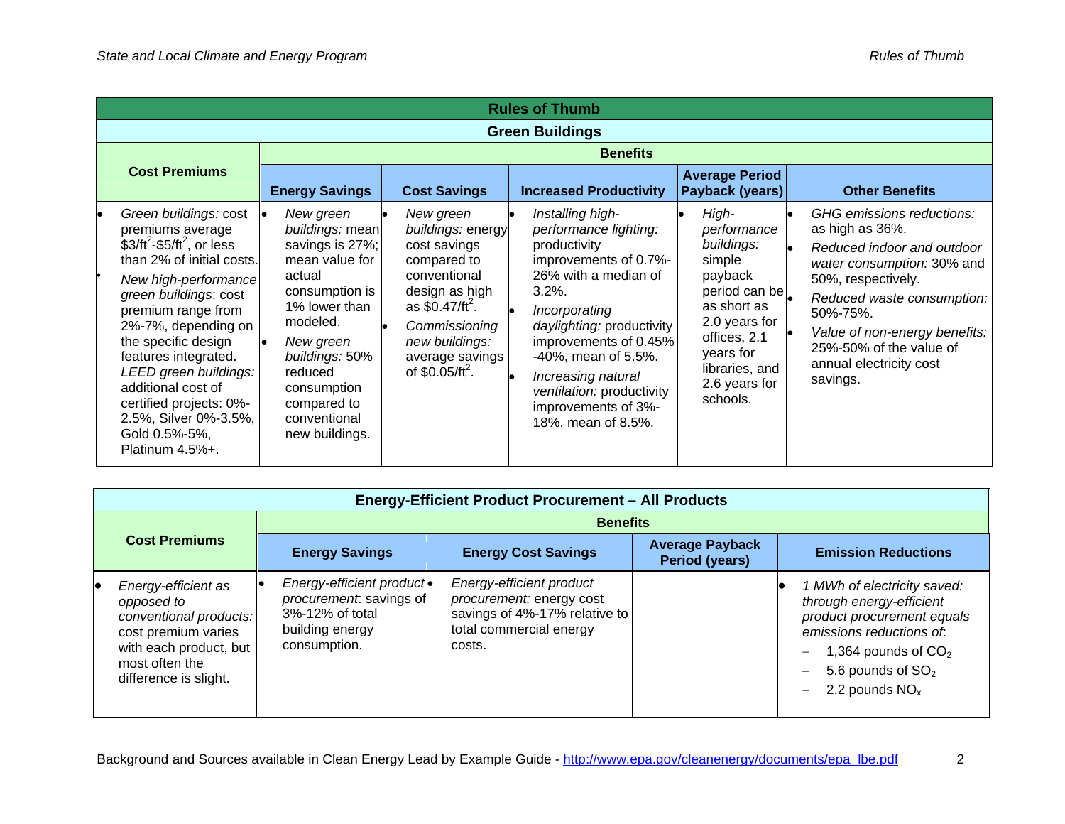## Rules of Thumb

### Green Buildings

| Cost Premiums | Benefits | | | | |
|---|---|---|---|---|---|
| | Energy Savings | Cost Savings | Increased Productivity | Average Period Payback (years) | Other Benefits |
| • *Green buildings:* cost premiums average \$3/ft$^2$-\$5/ft$^2$, or less than 2% of initial costs.<br>• *New high-performance green buildings*: cost premium range from 2%-7%, depending on the specific design features integrated. *LEED green buildings:* additional cost of certified projects: 0%-2.5%, Silver 0%-3.5%, Gold 0.5%-5%, Platinum 4.5%+. | • *New green buildings:* mean savings is 27%; mean value for actual consumption is 1% lower than modeled.<br>• *New green buildings:* 50% reduced consumption compared to conventional new buildings. | • *New green buildings:* energy cost savings compared to conventional design as high as \$0.47/ft$^2$.<br>• *Commissioning new buildings:* average savings of \$0.05/ft$^2$. | • *Installing high-performance lighting:* productivity improvements of 0.7%-26% with a median of 3.2%.<br>• *Incorporating daylighting:* productivity improvements of 0.45% -40%, mean of 5.5%.<br>• *Increasing natural ventilation:* productivity improvements of 3%-18%, mean of 8.5%. | • *High-performance buildings:* simple payback period can be as short as 2.0 years for offices, 2.1 years for libraries, and 2.6 years for schools. | • *GHG emissions reductions:* as high as 36%.<br>• *Reduced indoor and outdoor water consumption:* 30% and 50%, respectively.<br>• *Reduced waste consumption:* 50%-75%.<br>• *Value of non-energy benefits:* 25%-50% of the value of annual electricity cost savings. |

### Energy-Efficient Product Procurement – All Products

| Cost Premiums | Benefits | | | |
|---|---|---|---|---|
| | Energy Savings | Energy Cost Savings | Average Payback Period (years) | Emission Reductions |
| • *Energy-efficient as opposed to conventional products:* cost premium varies with each product, but most often the difference is slight. | • *Energy-efficient product procurement*: savings of 3%-12% of total building energy consumption. | • *Energy-efficient product procurement:* energy cost savings of 4%-17% relative to total commercial energy costs. | | • *1 MWh of electricity saved: through energy-efficient product procurement equals emissions reductions of*:<br>– 1,364 pounds of $CO_2$<br>– 5.6 pounds of $SO_2$<br>– 2.2 pounds $NO_x$ |

Background and Sources available in Clean Energy Lead by Example Guide - http://www.epa.gov/cleanenergy/documents/epa_lbe.pdf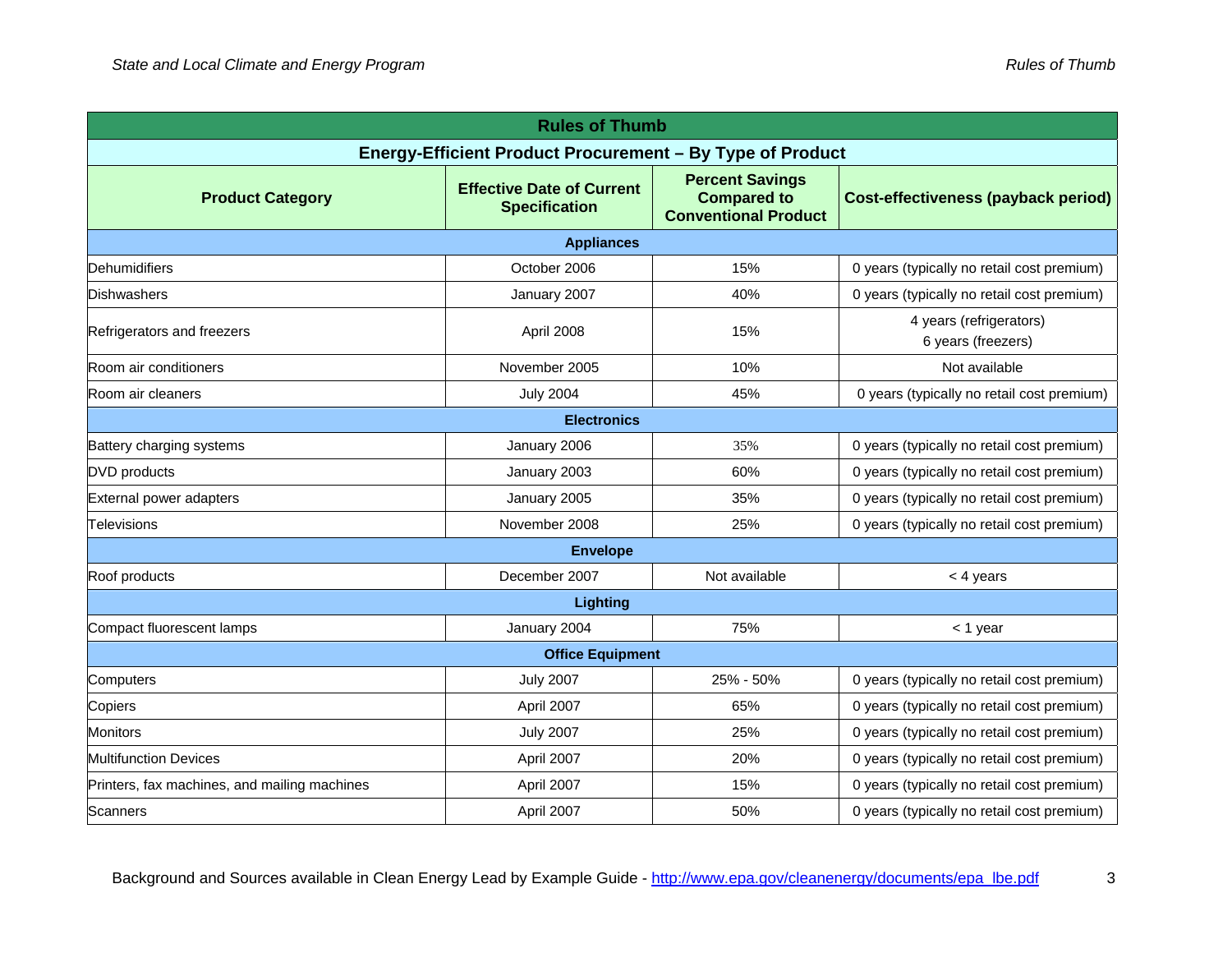| Rules of Thumb | | | |
|---|---|---|---|
| **Energy-Efficient Product Procurement – By Type of Product** | | | |
| **Product Category** | **Effective Date of Current Specification** | **Percent Savings Compared to Conventional Product** | **Cost-effectiveness (payback period)** |
| **Appliances** | | | |
| Dehumidifiers | October 2006 | 15% | 0 years (typically no retail cost premium) |
| Dishwashers | January 2007 | 40% | 0 years (typically no retail cost premium) |
| Refrigerators and freezers | April 2008 | 15% | 4 years (refrigerators) 6 years (freezers) |
| Room air conditioners | November 2005 | 10% | Not available |
| Room air cleaners | July 2004 | 45% | 0 years (typically no retail cost premium) |
| **Electronics** | | | |
| Battery charging systems | January 2006 | 35% | 0 years (typically no retail cost premium) |
| DVD products | January 2003 | 60% | 0 years (typically no retail cost premium) |
| External power adapters | January 2005 | 35% | 0 years (typically no retail cost premium) |
| Televisions | November 2008 | 25% | 0 years (typically no retail cost premium) |
| **Envelope** | | | |
| Roof products | December 2007 | Not available | < 4 years |
| **Lighting** | | | |
| Compact fluorescent lamps | January 2004 | 75% | < 1 year |
| **Office Equipment** | | | |
| Computers | July 2007 | 25% - 50% | 0 years (typically no retail cost premium) |
| Copiers | April 2007 | 65% | 0 years (typically no retail cost premium) |
| Monitors | July 2007 | 25% | 0 years (typically no retail cost premium) |
| Multifunction Devices | April 2007 | 20% | 0 years (typically no retail cost premium) |
| Printers, fax machines, and mailing machines | April 2007 | 15% | 0 years (typically no retail cost premium) |
| Scanners | April 2007 | 50% | 0 years (typically no retail cost premium) |

Background and Sources available in Clean Energy Lead by Example Guide - http://www.epa.gov/cleanenergy/documents/epa_lbe.pdf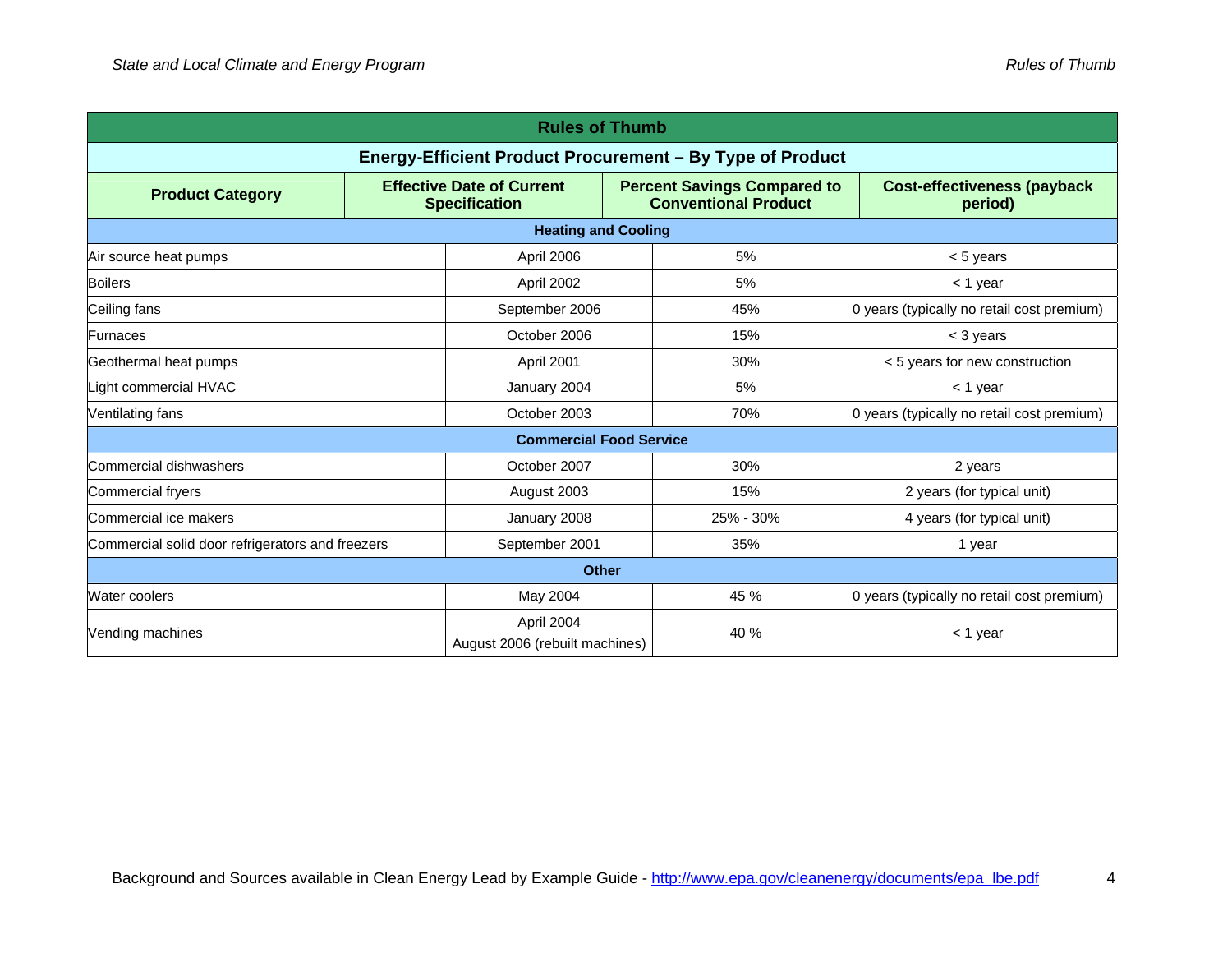| Rules of Thumb | | | |
|---|---|---|---|
| **Energy-Efficient Product Procurement – By Type of Product** | | | |
| **Product Category** | **Effective Date of Current Specification** | **Percent Savings Compared to Conventional Product** | **Cost-effectiveness (payback period)** |
| **Heating and Cooling** | | | |
| Air source heat pumps | April 2006 | 5% | < 5 years |
| Boilers | April 2002 | 5% | < 1 year |
| Ceiling fans | September 2006 | 45% | 0 years (typically no retail cost premium) |
| Furnaces | October 2006 | 15% | < 3 years |
| Geothermal heat pumps | April 2001 | 30% | < 5 years for new construction |
| Light commercial HVAC | January 2004 | 5% | < 1 year |
| Ventilating fans | October 2003 | 70% | 0 years (typically no retail cost premium) |
| **Commercial Food Service** | | | |
| Commercial dishwashers | October 2007 | 30% | 2 years |
| Commercial fryers | August 2003 | 15% | 2 years (for typical unit) |
| Commercial ice makers | January 2008 | 25% - 30% | 4 years (for typical unit) |
| Commercial solid door refrigerators and freezers | September 2001 | 35% | 1 year |
| **Other** | | | |
| Water coolers | May 2004 | 45 % | 0 years (typically no retail cost premium) |
| Vending machines | April 2004<br>August 2006 (rebuilt machines) | 40 % | < 1 year |

Background and Sources available in Clean Energy Lead by Example Guide - http://www.epa.gov/cleanenergy/documents/epa_lbe.pdf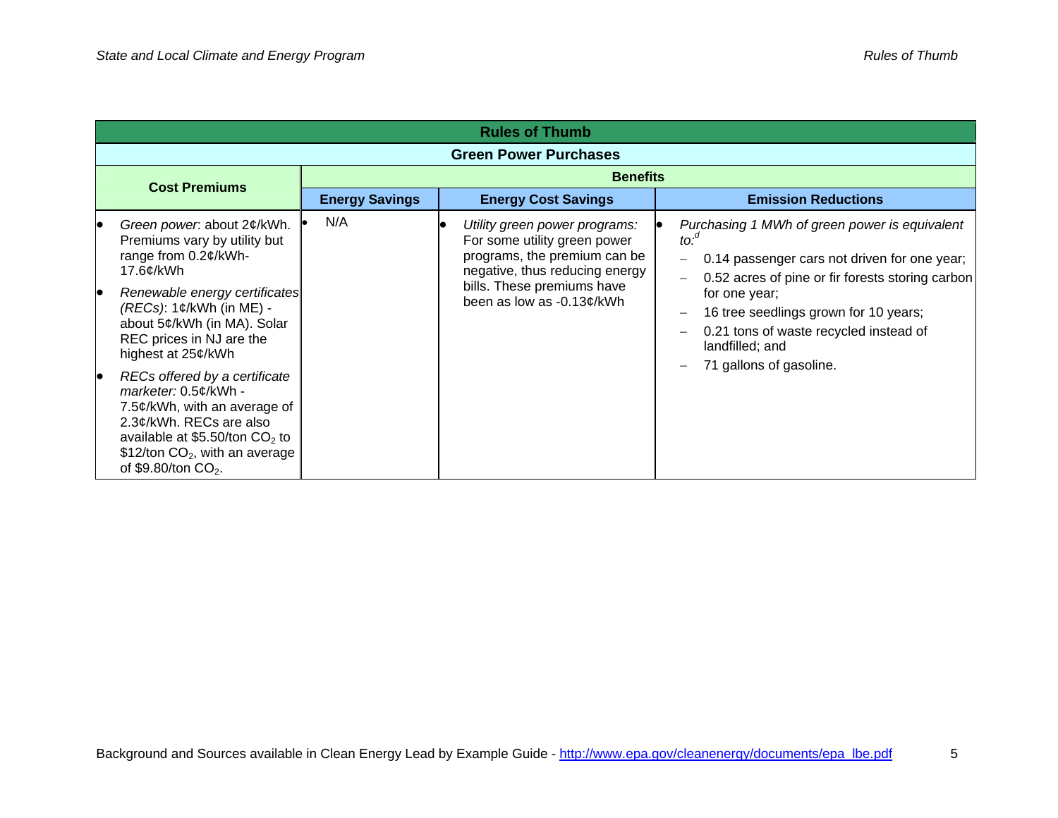| Rules of Thumb | | | |
|---|---|---|---|
| **Green Power Purchases** | | | |
| **Cost Premiums** | **Benefits** | | |
| | **Energy Savings** | **Energy Cost Savings** | **Emission Reductions** |
| • *Green power*: about 2¢/kWh. Premiums vary by utility but range from 0.2¢/kWh-17.6¢/kWh<br>• *Renewable energy certificates (RECs)*: 1¢/kWh (in ME) - about 5¢/kWh (in MA). Solar REC prices in NJ are the highest at 25¢/kWh<br>• *RECs offered by a certificate marketer:* 0.5¢/kWh - 7.5¢/kWh, with an average of 2.3¢/kWh. RECs are also available at \$5.50/ton $CO_2$ to \$12/ton $CO_2$, with an average of \$9.80/ton $CO_2$. | • N/A | • *Utility green power programs:* For some utility green power programs, the premium can be negative, thus reducing energy bills. These premiums have been as low as -0.13¢/kWh | • *Purchasing 1 MWh of green power is equivalent to:*[d]<br>– 0.14 passenger cars not driven for one year;<br>– 0.52 acres of pine or fir forests storing carbon for one year;<br>– 16 tree seedlings grown for 10 years;<br>– 0.21 tons of waste recycled instead of landfilled; and<br>– 71 gallons of gasoline. |

Background and Sources available in Clean Energy Lead by Example Guide - http://www.epa.gov/cleanenergy/documents/epa_lbe.pdf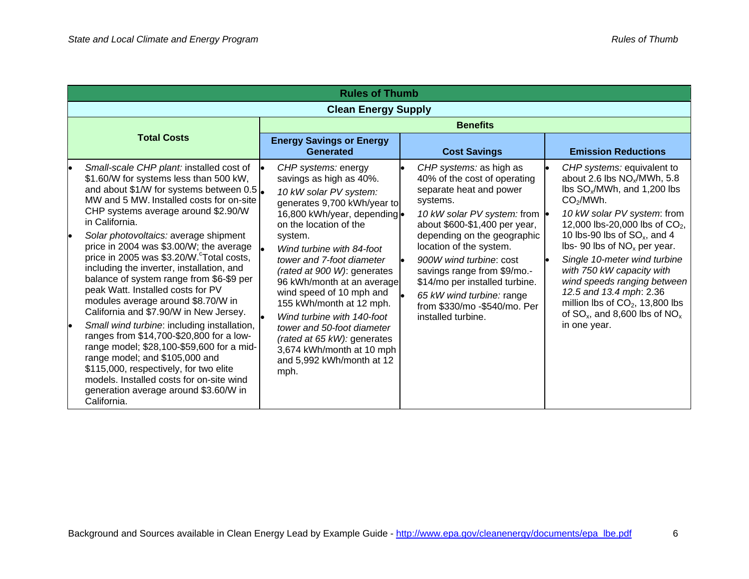| Rules of Thumb | | | |
| --- | --- | --- | --- |
| **Clean Energy Supply** | | | |
| **Total Costs** | **Benefits** | | |
| | **Energy Savings or Energy Generated** | **Cost Savings** | **Emission Reductions** |
| • *Small-scale CHP plant:* installed cost of \$1.60/W for systems less than 500 kW, and about \$1/W for systems between 0.5 MW and 5 MW. Installed costs for on-site CHP systems average around \$2.90/W in California.<br>• *Solar photovoltaics:* average shipment price in 2004 was \$3.00/W; the average price in 2005 was \$3.20/W.[c] Total costs, including the inverter, installation, and balance of system range from \$6-\$9 per peak Watt. Installed costs for PV modules average around \$8.70/W in California and \$7.90/W in New Jersey.<br>• *Small wind turbine*: including installation, ranges from \$14,700-\$20,800 for a low-range model; \$28,100-\$59,600 for a mid-range model; and \$105,000 and \$115,000, respectively, for two elite models. Installed costs for on-site wind generation average around \$3.60/W in California. | • *CHP systems:* energy savings as high as 40%.<br>• *10 kW solar PV system:* generates 9,700 kWh/year to 16,800 kWh/year, depending on the location of the system.<br>• *Wind turbine with 84-foot tower and 7-foot diameter (rated at 900 W)*: generates 96 kWh/month at an average wind speed of 10 mph and 155 kWh/month at 12 mph.<br>• *Wind turbine with 140-foot tower and 50-foot diameter (rated at 65 kW):* generates 3,674 kWh/month at 10 mph and 5,992 kWh/month at 12 mph. | • *CHP systems:* as high as 40% of the cost of operating separate heat and power systems.<br>• *10 kW solar PV system:* from about \$600-\$1,400 per year, depending on the geographic location of the system.<br>• *900W wind turbine*: cost savings range from \$9/mo.-\$14/mo per installed turbine.<br>• *65 kW wind turbine:* range from \$330/mo -\$540/mo. Per installed turbine. | • *CHP systems:* equivalent to about 2.6 lbs $NO_x$/MWh, 5.8 lbs $SO_x$/MWh, and 1,200 lbs $CO_2$/MWh.<br>• *10 kW solar PV system*: from 12,000 lbs-20,000 lbs of $CO_2$, 10 lbs-90 lbs of $SO_x$, and 4 lbs- 90 lbs of $NO_x$ per year.<br>• *Single 10-meter wind turbine with 750 kW capacity with wind speeds ranging between 12.5 and 13.4 mph*: 2.36 million lbs of $CO_2$, 13,800 lbs of $SO_x$, and 8,600 lbs of $NO_x$ in one year. |

Background and Sources available in Clean Energy Lead by Example Guide - http://www.epa.gov/cleanenergy/documents/epa_lbe.pdf